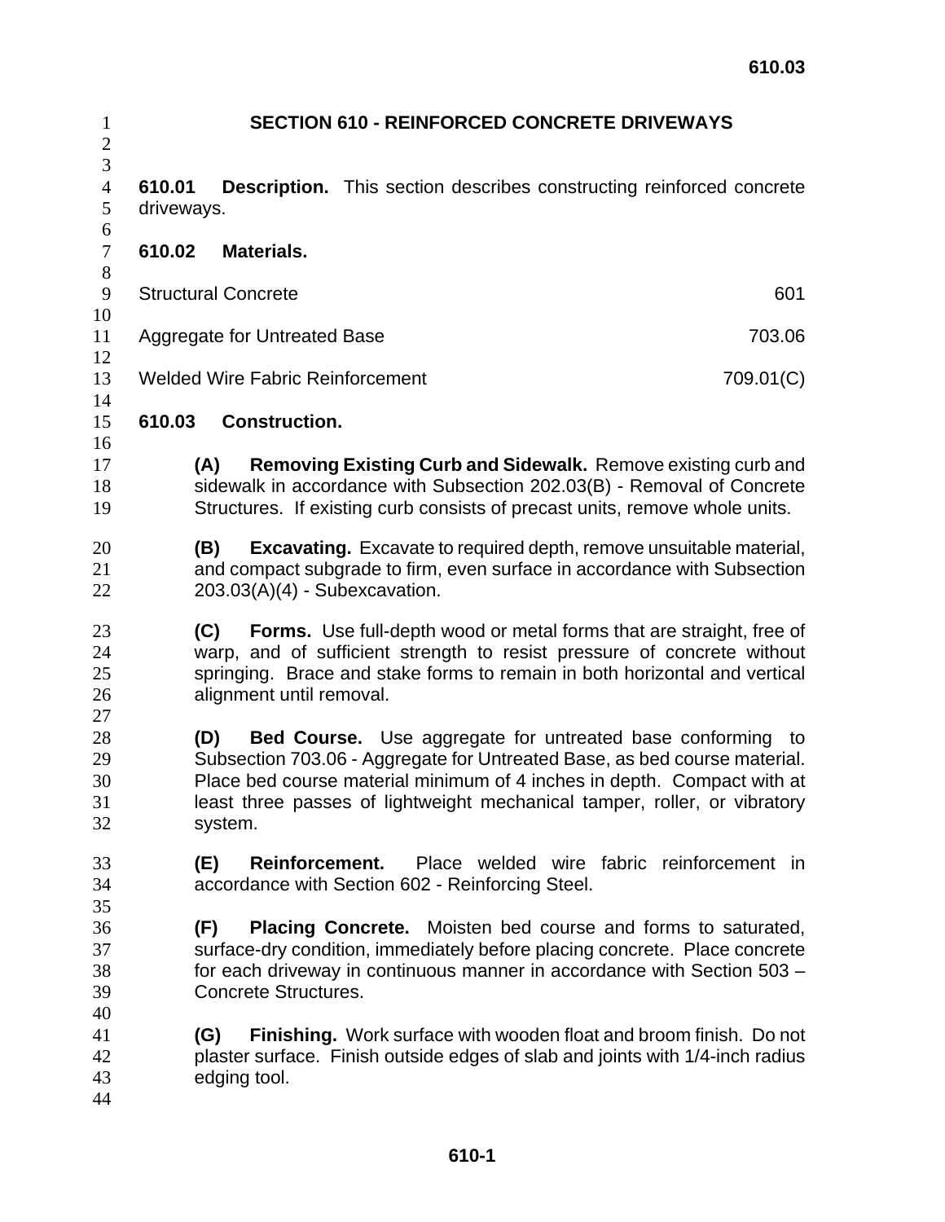# SECTION 610 - REINFORCED CONCRETE DRIVEWAYS

**610.01 Description.** This section describes constructing reinforced concrete driveways.

**610.02 Materials.**

| | |
|---|---|
| Structural Concrete | 601 |
| Aggregate for Untreated Base | 703.06 |
| Welded Wire Fabric Reinforcement | 709.01(C) |

**610.03 Construction.**

**(A) Removing Existing Curb and Sidewalk.** Remove existing curb and sidewalk in accordance with Subsection 202.03(B) - Removal of Concrete Structures. If existing curb consists of precast units, remove whole units.

**(B) Excavating.** Excavate to required depth, remove unsuitable material, and compact subgrade to firm, even surface in accordance with Subsection 203.03(A)(4) - Subexcavation.

**(C) Forms.** Use full-depth wood or metal forms that are straight, free of warp, and of sufficient strength to resist pressure of concrete without springing. Brace and stake forms to remain in both horizontal and vertical alignment until removal.

**(D) Bed Course.** Use aggregate for untreated base conforming to Subsection 703.06 - Aggregate for Untreated Base, as bed course material. Place bed course material minimum of 4 inches in depth. Compact with at least three passes of lightweight mechanical tamper, roller, or vibratory system.

**(E) Reinforcement.** Place welded wire fabric reinforcement in accordance with Section 602 - Reinforcing Steel.

**(F) Placing Concrete.** Moisten bed course and forms to saturated, surface-dry condition, immediately before placing concrete. Place concrete for each driveway in continuous manner in accordance with Section 503 – Concrete Structures.

**(G) Finishing.** Work surface with wooden float and broom finish. Do not plaster surface. Finish outside edges of slab and joints with 1/4-inch radius edging tool.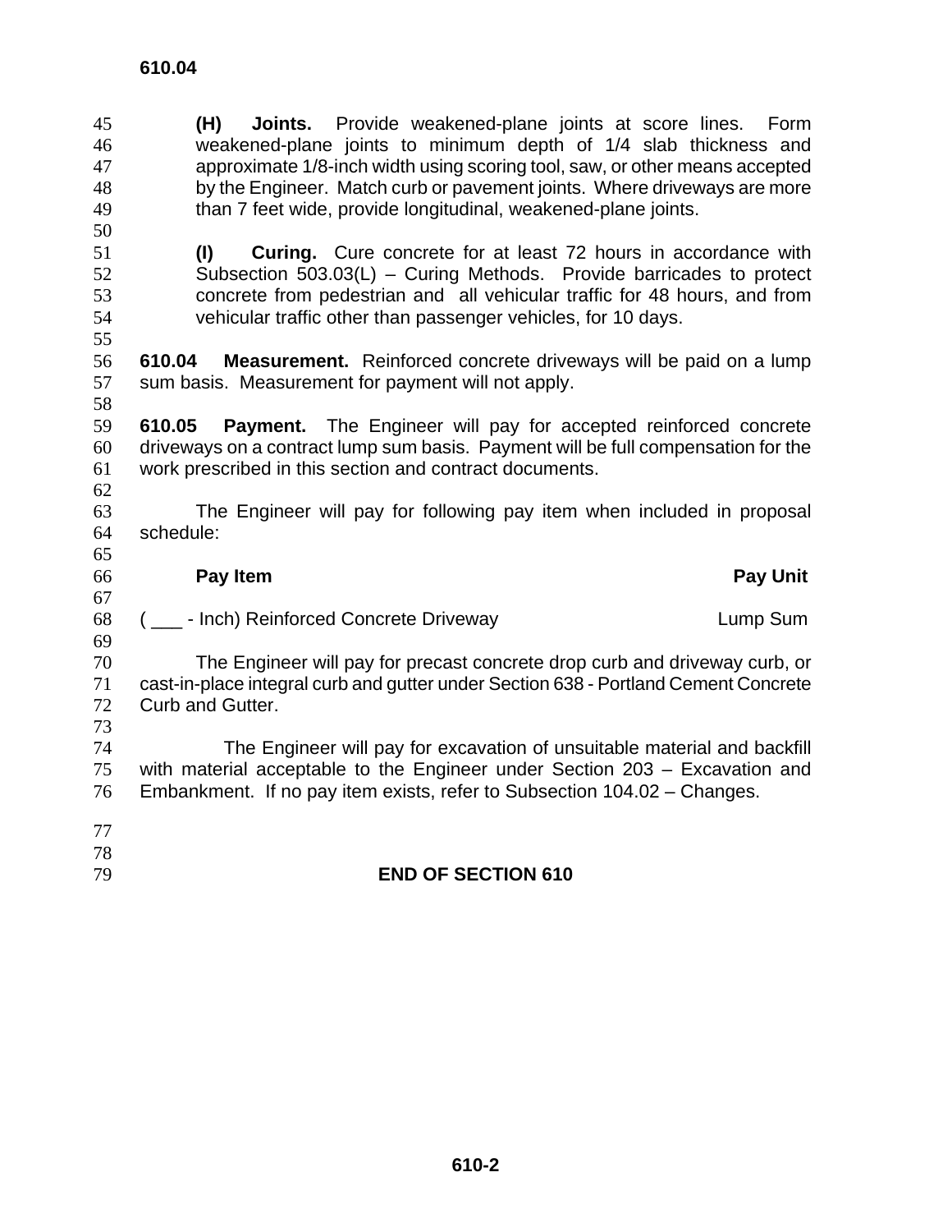**(H) Joints.** Provide weakened-plane joints at score lines. Form weakened-plane joints to minimum depth of 1/4 slab thickness and approximate 1/8-inch width using scoring tool, saw, or other means accepted by the Engineer. Match curb or pavement joints. Where driveways are more than 7 feet wide, provide longitudinal, weakened-plane joints.

**(I) Curing.** Cure concrete for at least 72 hours in accordance with Subsection 503.03(L) – Curing Methods. Provide barricades to protect concrete from pedestrian and all vehicular traffic for 48 hours, and from vehicular traffic other than passenger vehicles, for 10 days.

**610.04 Measurement.** Reinforced concrete driveways will be paid on a lump sum basis. Measurement for payment will not apply.

**610.05 Payment.** The Engineer will pay for accepted reinforced concrete driveways on a contract lump sum basis. Payment will be full compensation for the work prescribed in this section and contract documents.

The Engineer will pay for following pay item when included in proposal schedule:

| Pay Item | Pay Unit |
|---|---|
| ( ___ - Inch) Reinforced Concrete Driveway | Lump Sum |

The Engineer will pay for precast concrete drop curb and driveway curb, or cast-in-place integral curb and gutter under Section 638 - Portland Cement Concrete Curb and Gutter.

The Engineer will pay for excavation of unsuitable material and backfill with material acceptable to the Engineer under Section 203 – Excavation and Embankment. If no pay item exists, refer to Subsection 104.02 – Changes.

**END OF SECTION 610**